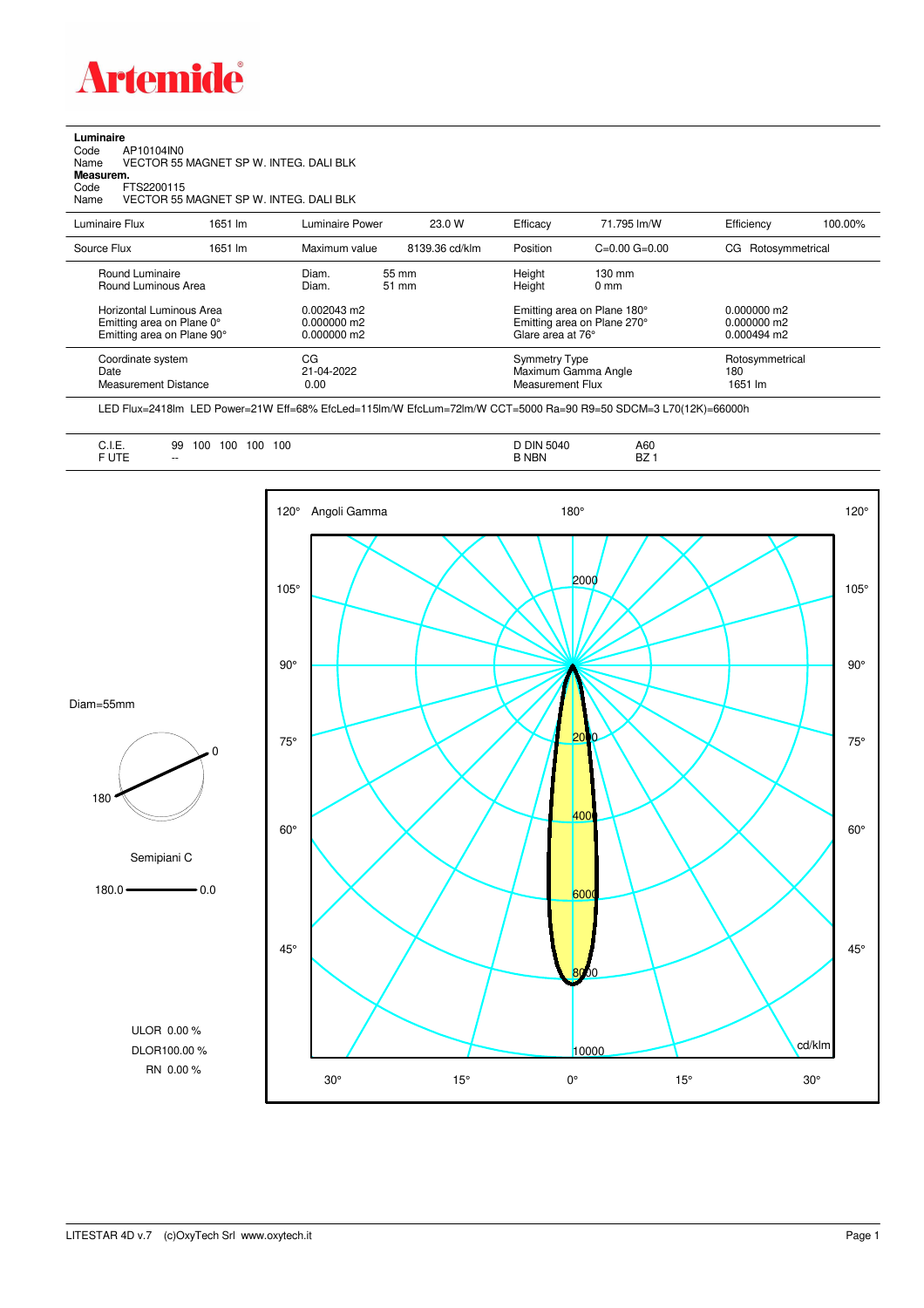Artemide

**Luminaire**

Code AP10104IN0

Name VECTOR 55 MAGNET SP W. INTEG. DALI BLK

**Measurem.**

Code FTS2200115

Name VECTOR 55 MAGNET SP W. INTEG. DALI BLK

| | | | | | | | |
|---|---|---|---|---|---|---|---|
| Luminaire Flux | 1651 lm | Luminaire Power | 23.0 W | Efficacy | 71.795 lm/W | Efficiency | 100.00% |
| Source Flux | 1651 lm | Maximum value | 8139.36 cd/klm | Position | C=0.00 G=0.00 | CG Rotosymmetrical | |

| | | | | |
|---|---|---|---|---|
| Round Luminaire | Diam. 55 mm | Height 130 mm | | |
| Round Luminous Area | Diam. 51 mm | Height 0 mm | | |
| Horizontal Luminous Area | 0.002043 m2 | Emitting area on Plane 180° | 0.000000 m2 | |
| Emitting area on Plane 0° | 0.000000 m2 | Emitting area on Plane 270° | 0.000000 m2 | |
| Emitting area on Plane 90° | 0.000000 m2 | Glare area at 76° | 0.000494 m2 | |

| | | | |
|---|---|---|---|
| Coordinate system | CG | Symmetry Type | Rotosymmetrical |
| Date | 21-04-2022 | Maximum Gamma Angle | 180 |
| Measurement Distance | 0.00 | Measurement Flux | 1651 lm |

LED Flux=2418lm LED Power=21W Eff=68% EfcLed=115lm/W EfcLum=72lm/W CCT=5000 Ra=90 R9=50 SDCM=3 L70(12K)=66000h

| | | | |
|---|---|---|---|
| C.I.E. | 99 100 100 100 100 | D DIN 5040 | A60 |
| F UTE | -- | B NBN | BZ 1 |

Diam=55mm

0
180

Semipiani C

180.0 — 0.0

ULOR 0.00 %
DLOR100.00 %
RN 0.00 %

120° Angoli Gamma 180° 120°
105° 105°
90° 90°
75° 75°
60° 60°
45° 45°
2000
2000
4000
6000
8000
10000
cd/klm
30° 15° 0° 15° 30°

LITESTAR 4D v.7 (c)OxyTech Srl www.oxytech.it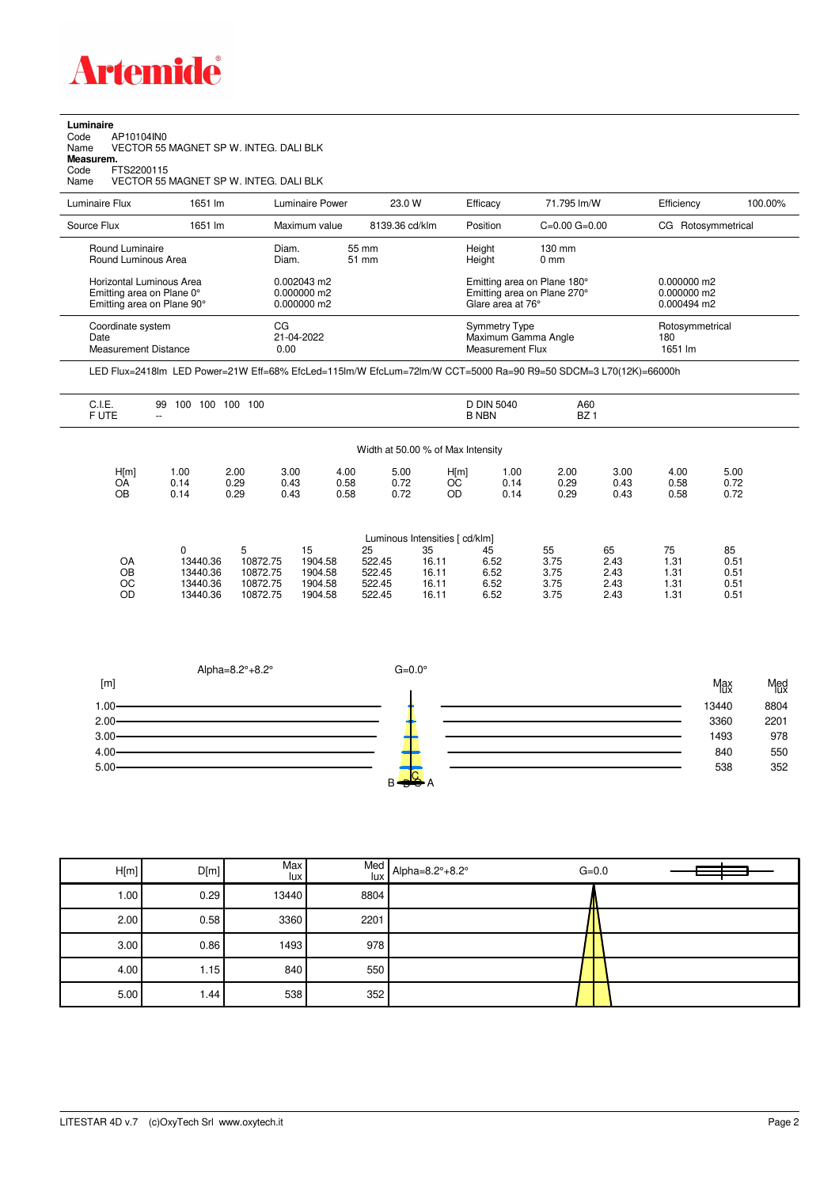Artemide

**Luminaire**

Code AP10104IN0
Name VECTOR 55 MAGNET SP W. INTEG. DALI BLK

**Measurem.**

Code FTS2200115
Name VECTOR 55 MAGNET SP W. INTEG. DALI BLK

| | | | | | | | |
|---|---|---|---|---|---|---|---|
| Luminaire Flux | 1651 lm | Luminaire Power | 23.0 W | Efficacy | 71.795 lm/W | Efficiency | 100.00% |
| Source Flux | 1651 lm | Maximum value | 8139.36 cd/klm | Position | C=0.00 G=0.00 | CG Rotosymmetrical | |

| | | | | | | |
|---|---|---|---|---|---|---|
| Round Luminaire | Diam. | 55 mm | Height | 130 mm | | |
| Round Luminous Area | Diam. | 51 mm | Height | 0 mm | | |
| Horizontal Luminous Area | 0.002043 m2 | | Emitting area on Plane 180° | | 0.000000 m2 | |
| Emitting area on Plane 0° | 0.000000 m2 | | Emitting area on Plane 270° | | 0.000000 m2 | |
| Emitting area on Plane 90° | 0.000000 m2 | | Glare area at 76° | | 0.000494 m2 | |

| | | | |
|---|---|---|---|
| Coordinate system | CG | Symmetry Type | Rotosymmetrical |
| Date | 21-04-2022 | Maximum Gamma Angle | 180 |
| Measurement Distance | 0.00 | Measurement Flux | 1651 lm |

LED Flux=2418lm LED Power=21W Eff=68% EfcLed=115lm/W EfcLum=72lm/W CCT=5000 Ra=90 R9=50 SDCM=3 L70(12K)=66000h

| | | | |
|---|---|---|---|
| C.I.E. | 99 100 100 100 100 | D DIN 5040 | A60 |
| F UTE | -- | B NBN | BZ 1 |

Width at 50.00 % of Max Intensity

| H[m] | 1.00 | 2.00 | 3.00 | 4.00 | 5.00 | H[m] | 1.00 | 2.00 | 3.00 | 4.00 | 5.00 |
|---|---|---|---|---|---|---|---|---|---|---|---|
| OA | 0.14 | 0.29 | 0.43 | 0.58 | 0.72 | OC | 0.14 | 0.29 | 0.43 | 0.58 | 0.72 |
| OB | 0.14 | 0.29 | 0.43 | 0.58 | 0.72 | OD | 0.14 | 0.29 | 0.43 | 0.58 | 0.72 |

Luminous Intensities [ cd/klm]

| | 0 | 5 | 15 | 25 | 35 | 45 | 55 | 65 | 75 | 85 |
|---|---|---|---|---|---|---|---|---|---|---|
| OA | 13440.36 | 10872.75 | 1904.58 | 522.45 | 16.11 | 6.52 | 3.75 | 2.43 | 1.31 | 0.51 |
| OB | 13440.36 | 10872.75 | 1904.58 | 522.45 | 16.11 | 6.52 | 3.75 | 2.43 | 1.31 | 0.51 |
| OC | 13440.36 | 10872.75 | 1904.58 | 522.45 | 16.11 | 6.52 | 3.75 | 2.43 | 1.31 | 0.51 |
| OD | 13440.36 | 10872.75 | 1904.58 | 522.45 | 16.11 | 6.52 | 3.75 | 2.43 | 1.31 | 0.51 |

Alpha=8.2°+8.2°
G=0.0°
[m]
Max lux
Med lux
1.00 13440 8804
2.00 3360 2201
3.00 1493 978
4.00 840 550
5.00 538 352
B D C A

| H[m] | D[m] | Max lux | Med lux | Alpha=8.2°+8.2° G=0.0 |
|---|---|---|---|---|
| 1.00 | 0.29 | 13440 | 8804 | |
| 2.00 | 0.58 | 3360 | 2201 | |
| 3.00 | 0.86 | 1493 | 978 | |
| 4.00 | 1.15 | 840 | 550 | |
| 5.00 | 1.44 | 538 | 352 | |

LITESTAR 4D v.7 (c)OxyTech Srl www.oxytech.it